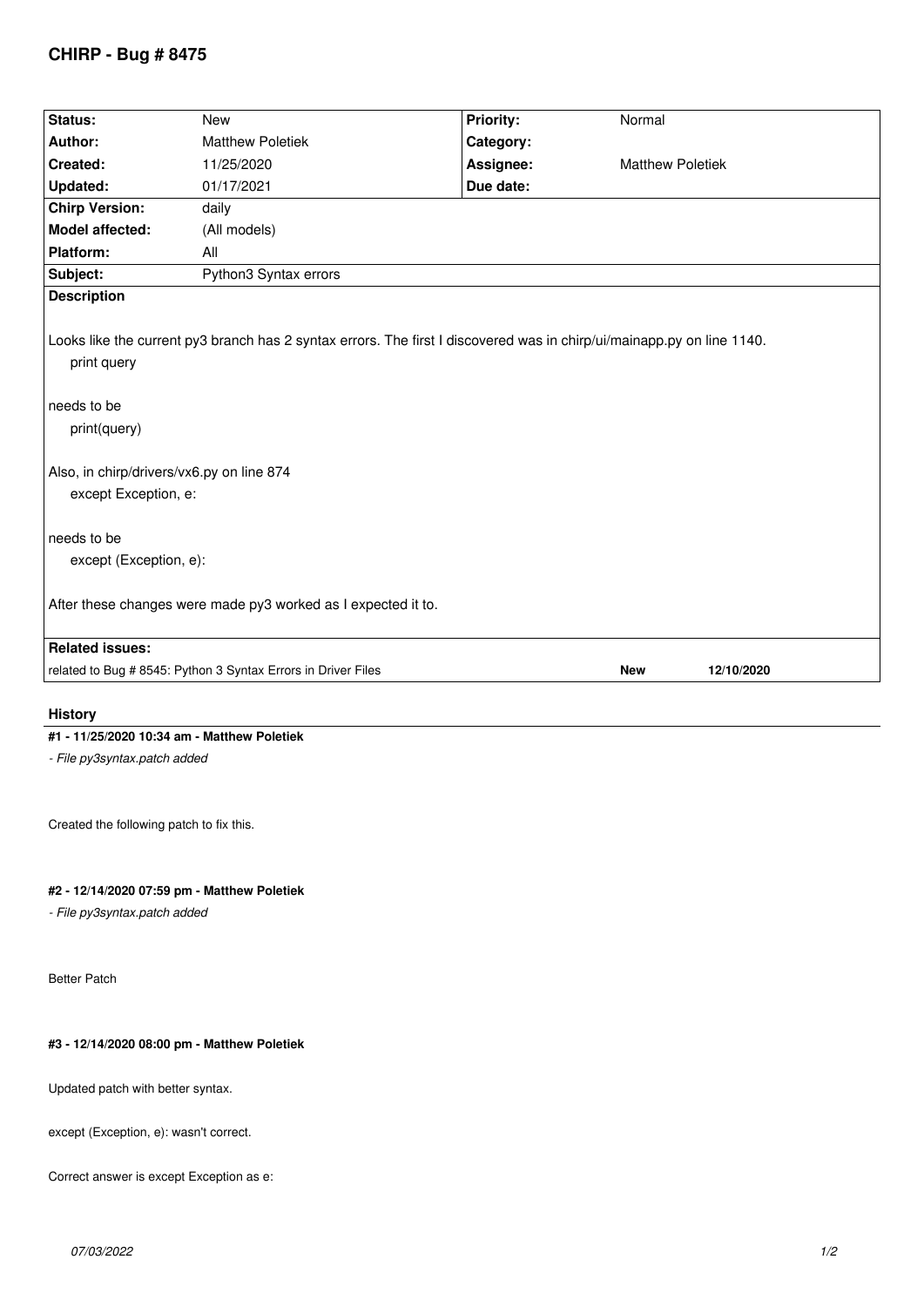# CHIRP - Bug # 8475

| Status: | New | Priority: | Normal |
|---|---|---|---|
| Author: | Matthew Poletiek | Category: | |
| Created: | 11/25/2020 | Assignee: | Matthew Poletiek |
| Updated: | 01/17/2021 | Due date: | |
| Chirp Version: | daily | | |
| Model affected: | (All models) | | |
| Platform: | All | | |
| Subject: | Python3 Syntax errors | | |

**Description**

Looks like the current py3 branch has 2 syntax errors. The first I discovered was in chirp/ui/mainapp.py on line 1140.

```
print query
```

needs to be

```
print(query)
```

Also, in chirp/drivers/vx6.py on line 874

```
except Exception, e:
```

needs to be

```
except (Exception, e):
```

After these changes were made py3 worked as I expected it to.

**Related issues:**

| | | |
|---|---|---|
| related to Bug # 8545: Python 3 Syntax Errors in Driver Files | **New** | **12/10/2020** |

## History

**#1 - 11/25/2020 10:34 am - Matthew Poletiek**

*- File py3syntax.patch added*

Created the following patch to fix this.

**#2 - 12/14/2020 07:59 pm - Matthew Poletiek**

*- File py3syntax.patch added*

Better Patch

**#3 - 12/14/2020 08:00 pm - Matthew Poletiek**

Updated patch with better syntax.

except (Exception, e): wasn't correct.

Correct answer is except Exception as e: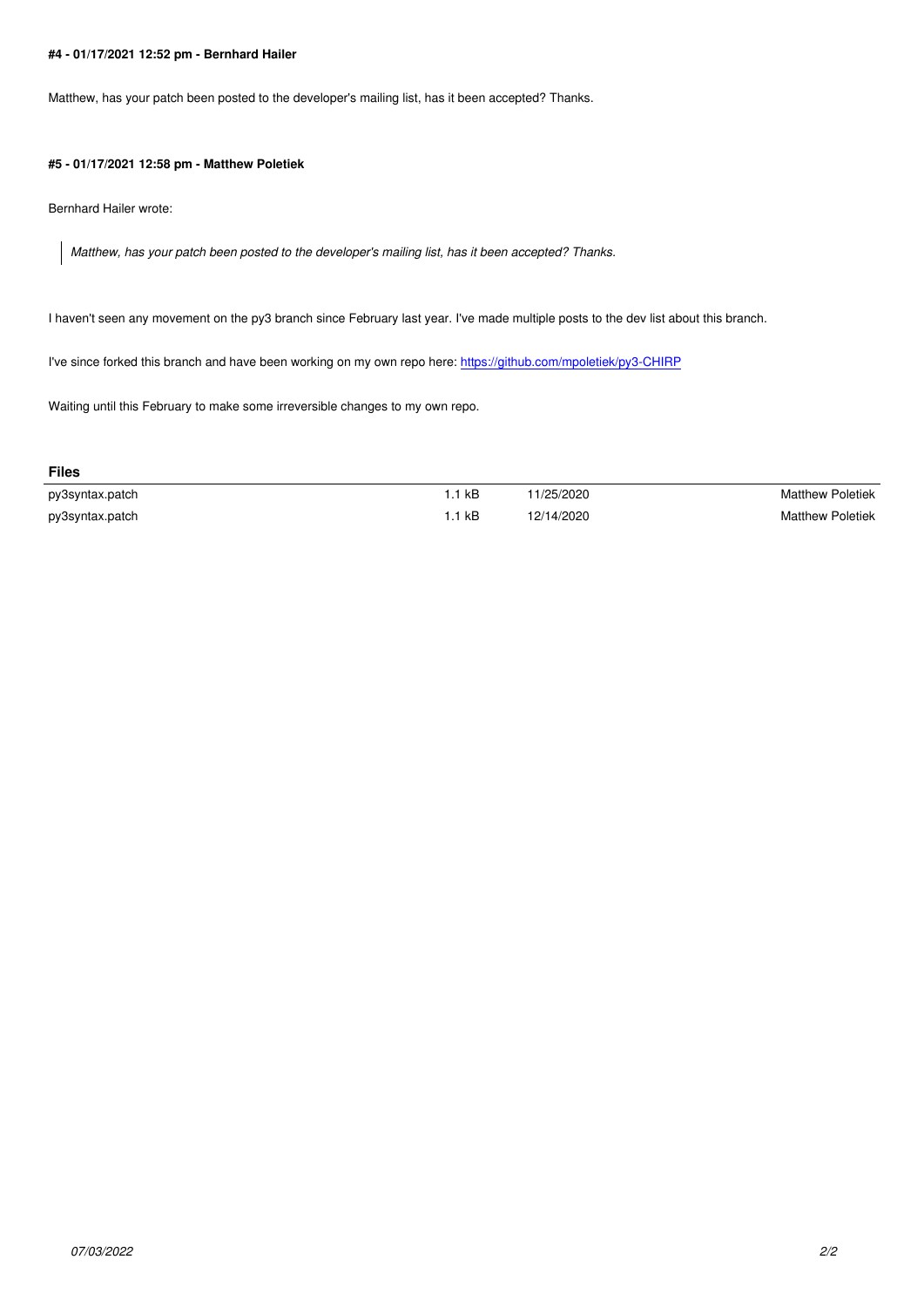#### #4 - 01/17/2021 12:52 pm - Bernhard Hailer

Matthew, has your patch been posted to the developer's mailing list, has it been accepted? Thanks.

#### #5 - 01/17/2021 12:58 pm - Matthew Poletiek

Bernhard Hailer wrote:

> *Matthew, has your patch been posted to the developer's mailing list, has it been accepted? Thanks.*

I haven't seen any movement on the py3 branch since February last year. I've made multiple posts to the dev list about this branch.

I've since forked this branch and have been working on my own repo here: [https://github.com/mpoletiek/py3-CHIRP](https://github.com/mpoletiek/py3-CHIRP)

Waiting until this February to make some irreversible changes to my own repo.

### Files

| | | | |
|---|---|---|---|
| py3syntax.patch | 1.1 kB | 11/25/2020 | Matthew Poletiek |
| py3syntax.patch | 1.1 kB | 12/14/2020 | Matthew Poletiek |